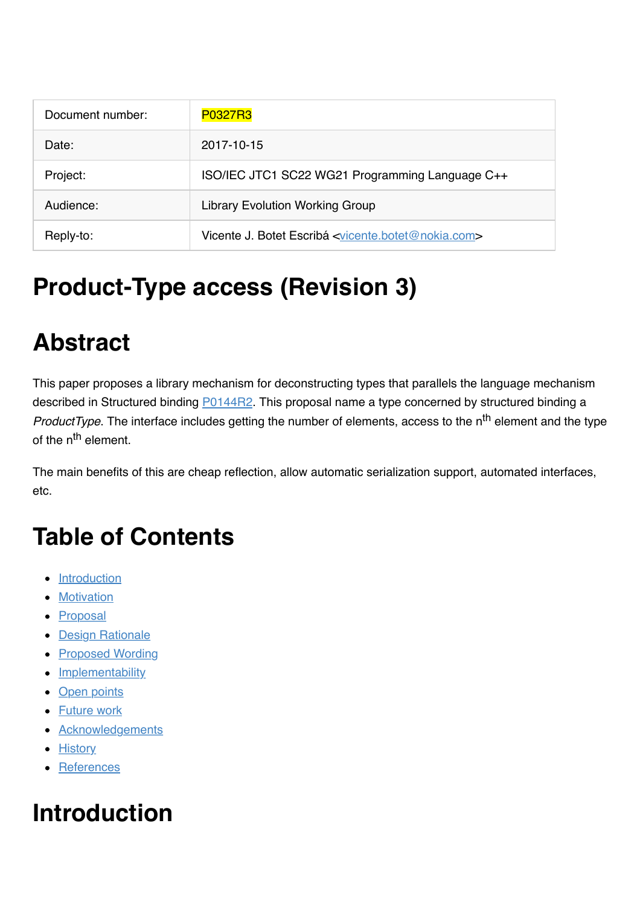| Document number: | P0327R3 |
| --- | --- |
| Date: | 2017-10-15 |
| Project: | ISO/IEC JTC1 SC22 WG21 Programming Language C++ |
| Audience: | Library Evolution Working Group |
| Reply-to: | Vicente J. Botet Escribá <vicente.botet@nokia.com> |

# Product-Type access (Revision 3)

# Abstract

This paper proposes a library mechanism for deconstructing types that parallels the language mechanism described in Structured binding P0144R2. This proposal name a type concerned by structured binding a *ProductType*. The interface includes getting the number of elements, access to the $n^{th}$ element and the type of the $n^{th}$ element.

The main benefits of this are cheap reflection, allow automatic serialization support, automated interfaces, etc.

# Table of Contents

- Introduction
- Motivation
- Proposal
- Design Rationale
- Proposed Wording
- Implementability
- Open points
- Future work
- Acknowledgements
- History
- References

# Introduction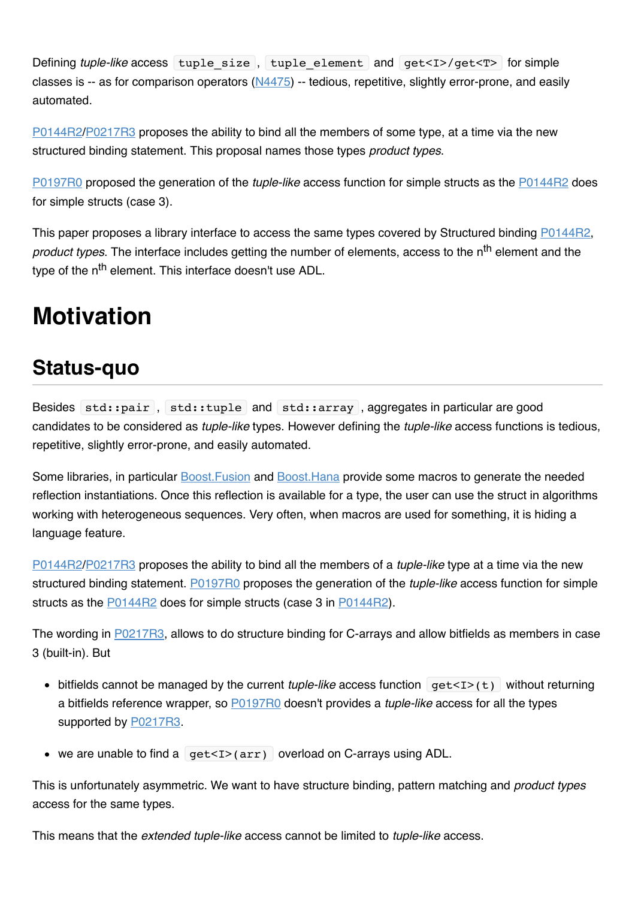Defining *tuple-like* access `tuple_size`, `tuple_element` and `get<I>/get<T>` for simple classes is -- as for comparison operators (N4475) -- tedious, repetitive, slightly error-prone, and easily automated.

P0144R2/P0217R3 proposes the ability to bind all the members of some type, at a time via the new structured binding statement. This proposal names those types *product types*.

P0197R0 proposed the generation of the *tuple-like* access function for simple structs as the P0144R2 does for simple structs (case 3).

This paper proposes a library interface to access the same types covered by Structured binding P0144R2, *product types*. The interface includes getting the number of elements, access to the n^th element and the type of the n^th element. This interface doesn't use ADL.

# Motivation

## Status-quo

Besides `std::pair`, `std::tuple` and `std::array`, aggregates in particular are good candidates to be considered as *tuple-like* types. However defining the *tuple-like* access functions is tedious, repetitive, slightly error-prone, and easily automated.

Some libraries, in particular Boost.Fusion and Boost.Hana provide some macros to generate the needed reflection instantiations. Once this reflection is available for a type, the user can use the struct in algorithms working with heterogeneous sequences. Very often, when macros are used for something, it is hiding a language feature.

P0144R2/P0217R3 proposes the ability to bind all the members of a *tuple-like* type at a time via the new structured binding statement. P0197R0 proposes the generation of the *tuple-like* access function for simple structs as the P0144R2 does for simple structs (case 3 in P0144R2).

The wording in P0217R3, allows to do structure binding for C-arrays and allow bitfields as members in case 3 (built-in). But

- bitfields cannot be managed by the current *tuple-like* access function `get<I>(t)` without returning a bitfields reference wrapper, so P0197R0 doesn't provides a *tuple-like* access for all the types supported by P0217R3.

- we are unable to find a `get<I>(arr)` overload on C-arrays using ADL.

This is unfortunately asymmetric. We want to have structure binding, pattern matching and *product types* access for the same types.

This means that the *extended tuple-like* access cannot be limited to *tuple-like* access.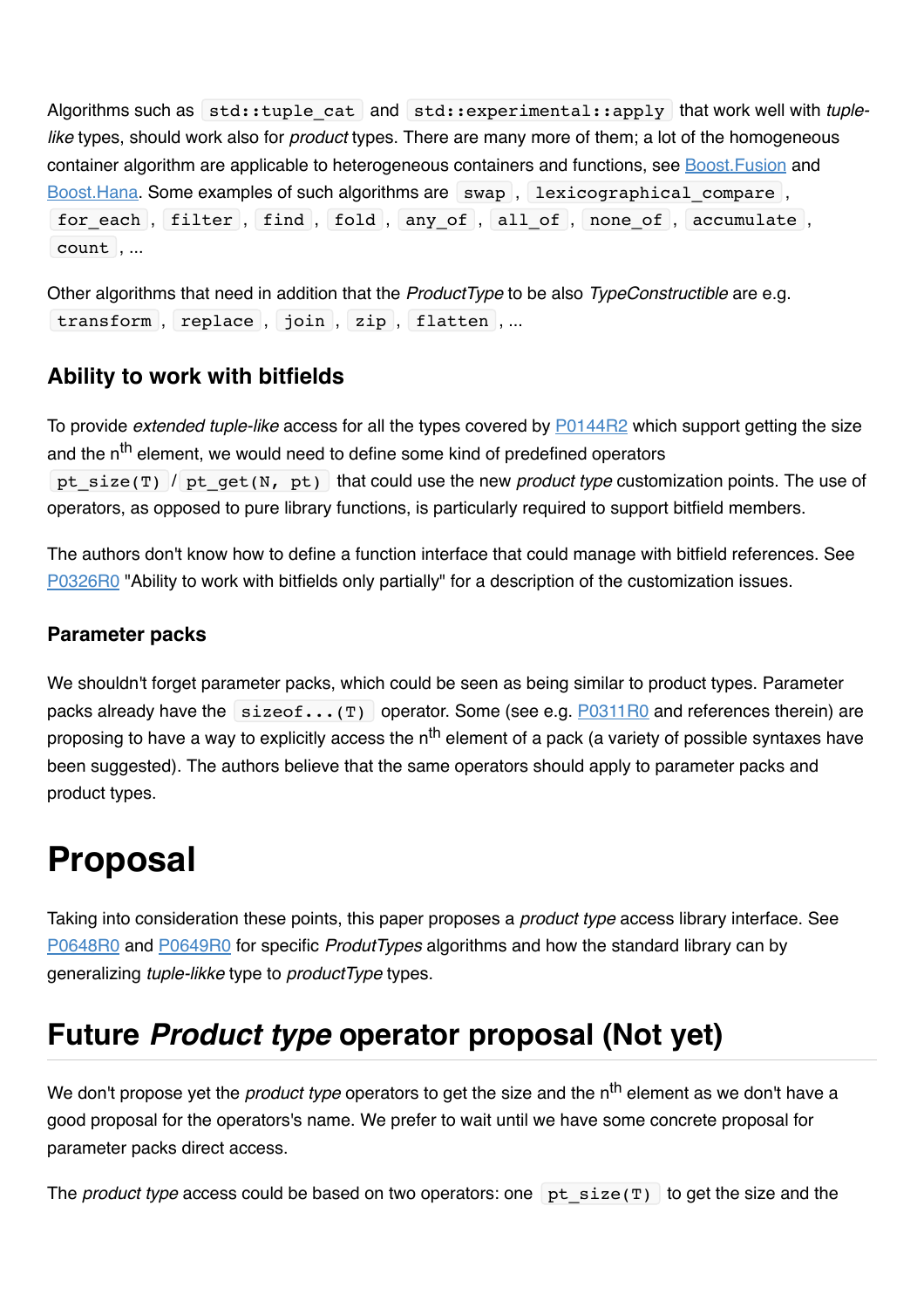Algorithms such as `std::tuple_cat` and `std::experimental::apply` that work well with *tuple-like* types, should work also for *product* types. There are many more of them; a lot of the homogeneous container algorithm are applicable to heterogeneous containers and functions, see Boost.Fusion and Boost.Hana. Some examples of such algorithms are `swap`, `lexicographical_compare`, `for_each`, `filter`, `find`, `fold`, `any_of`, `all_of`, `none_of`, `accumulate`, `count`, ...

Other algorithms that need in addition that the *ProductType* to be also *TypeConstructible* are e.g. `transform`, `replace`, `join`, `zip`, `flatten`, ...

### Ability to work with bitfields

To provide *extended tuple-like* access for all the types covered by P0144R2 which support getting the size and the n^th^ element, we would need to define some kind of predefined operators `pt_size(T)` / `pt_get(N, pt)` that could use the new *product type* customization points. The use of operators, as opposed to pure library functions, is particularly required to support bitfield members.

The authors don't know how to define a function interface that could manage with bitfield references. See P0326R0 "Ability to work with bitfields only partially" for a description of the customization issues.

#### Parameter packs

We shouldn't forget parameter packs, which could be seen as being similar to product types. Parameter packs already have the `sizeof...(T)` operator. Some (see e.g. P0311R0 and references therein) are proposing to have a way to explicitly access the n^th^ element of a pack (a variety of possible syntaxes have been suggested). The authors believe that the same operators should apply to parameter packs and product types.

# Proposal

Taking into consideration these points, this paper proposes a *product type* access library interface. See P0648R0 and P0649R0 for specific *ProdutTypes* algorithms and how the standard library can by generalizing *tuple-likke* type to *productType* types.

## Future *Product type* operator proposal (Not yet)

We don't propose yet the *product type* operators to get the size and the n^th^ element as we don't have a good proposal for the operators's name. We prefer to wait until we have some concrete proposal for parameter packs direct access.

The *product type* access could be based on two operators: one `pt_size(T)` to get the size and the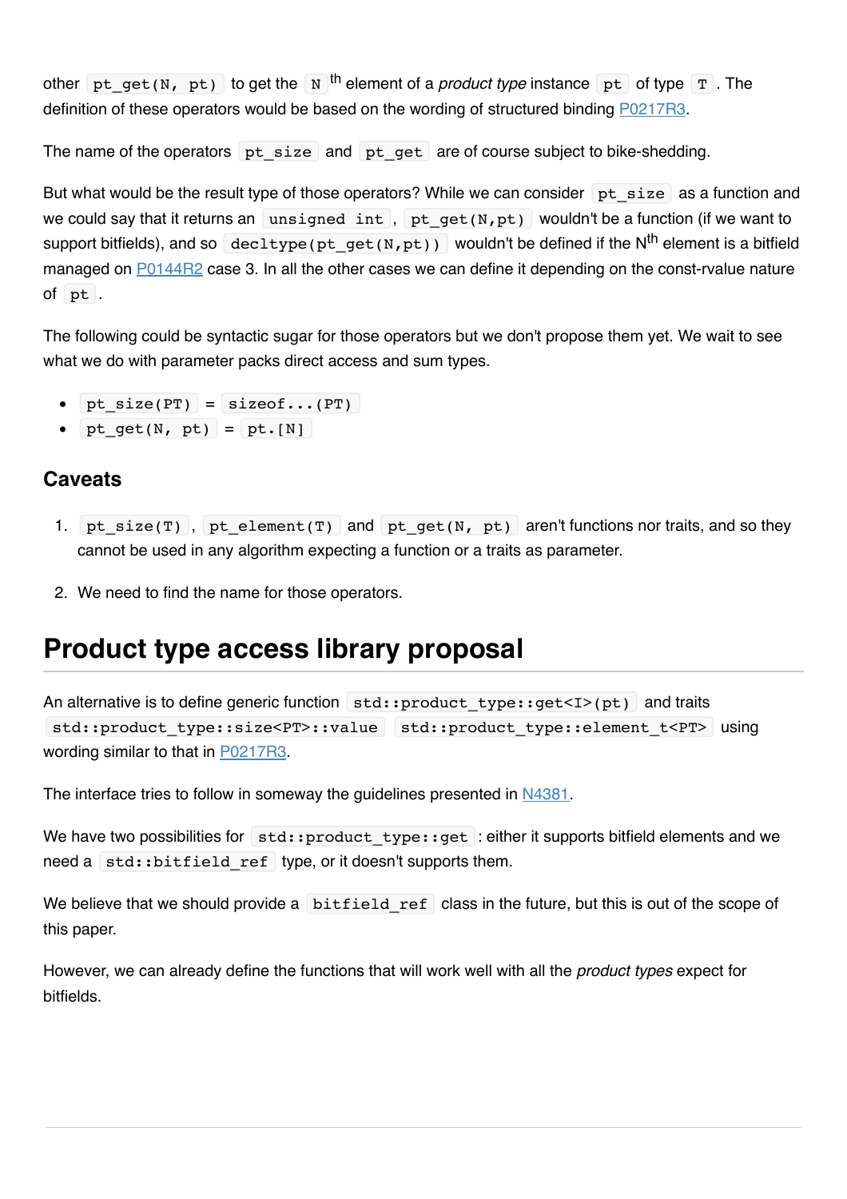other `pt_get(N, pt)` to get the `N` th element of a *product type* instance `pt` of type `T`. The definition of these operators would be based on the wording of structured binding P0217R3.

The name of the operators `pt_size` and `pt_get` are of course subject to bike-shedding.

But what would be the result type of those operators? While we can consider `pt_size` as a function and we could say that it returns an `unsigned int`, `pt_get(N,pt)` wouldn't be a function (if we want to support bitfields), and so `decltype(pt_get(N,pt))` wouldn't be defined if the N^th element is a bitfield managed on P0144R2 case 3. In all the other cases we can define it depending on the const-rvalue nature of `pt`.

The following could be syntactic sugar for those operators but we don't propose them yet. We wait to see what we do with parameter packs direct access and sum types.

- `pt_size(PT)` = `sizeof...(PT)`
- `pt_get(N, pt)` = `pt.[N]`

### Caveats

1. `pt_size(T)`, `pt_element(T)` and `pt_get(N, pt)` aren't functions nor traits, and so they cannot be used in any algorithm expecting a function or a traits as parameter.

2. We need to find the name for those operators.

# Product type access library proposal

An alternative is to define generic function `std::product_type::get<I>(pt)` and traits `std::product_type::size<PT>::value` `std::product_type::element_t<PT>` using wording similar to that in P0217R3.

The interface tries to follow in someway the guidelines presented in N4381.

We have two possibilities for `std::product_type::get`: either it supports bitfield elements and we need a `std::bitfield_ref` type, or it doesn't supports them.

We believe that we should provide a `bitfield_ref` class in the future, but this is out of the scope of this paper.

However, we can already define the functions that will work well with all the *product types* expect for bitfields.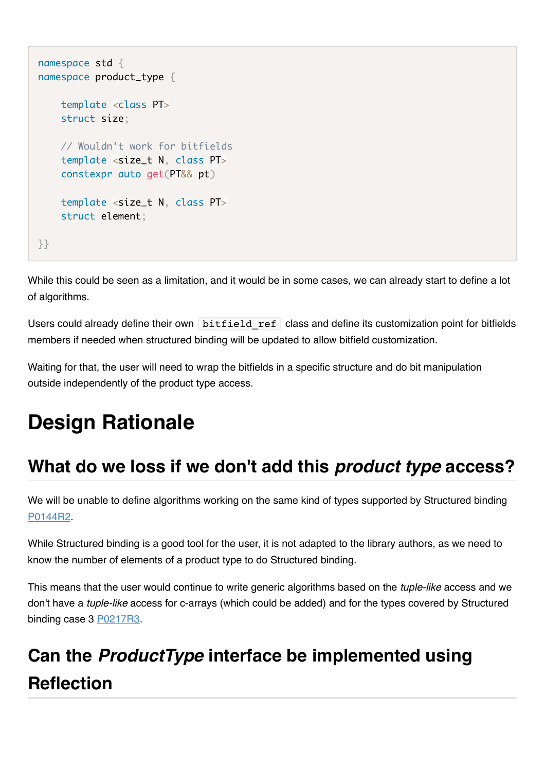```cpp
namespace std {
namespace product_type {

    template <class PT>
    struct size;

    // Wouldn't work for bitfields
    template <size_t N, class PT>
    constexpr auto get(PT&& pt)

    template <size_t N, class PT>
    struct element;

}}
```

While this could be seen as a limitation, and it would be in some cases, we can already start to define a lot of algorithms.

Users could already define their own `bitfield_ref` class and define its customization point for bitfields members if needed when structured binding will be updated to allow bitfield customization.

Waiting for that, the user will need to wrap the bitfields in a specific structure and do bit manipulation outside independently of the product type access.

# Design Rationale

## What do we loss if we don't add this *product type* access?

We will be unable to define algorithms working on the same kind of types supported by Structured binding P0144R2.

While Structured binding is a good tool for the user, it is not adapted to the library authors, as we need to know the number of elements of a product type to do Structured binding.

This means that the user would continue to write generic algorithms based on the *tuple-like* access and we don't have a *tuple-like* access for c-arrays (which could be added) and for the types covered by Structured binding case 3 P0217R3.

## Can the *ProductType* interface be implemented using Reflection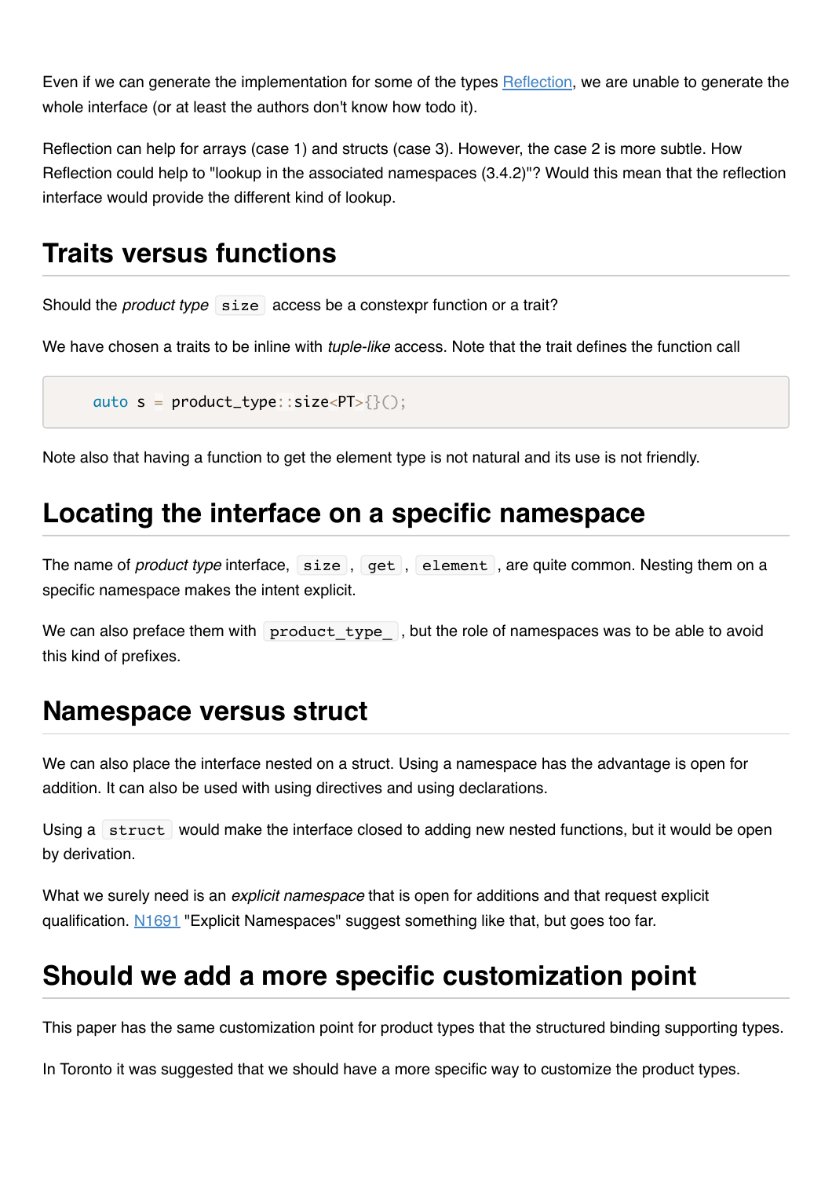Even if we can generate the implementation for some of the types [Reflection](), we are unable to generate the whole interface (or at least the authors don't know how todo it).

Reflection can help for arrays (case 1) and structs (case 3). However, the case 2 is more subtle. How Reflection could help to "lookup in the associated namespaces (3.4.2)"? Would this mean that the reflection interface would provide the different kind of lookup.

## Traits versus functions

Should the *product type* `size` access be a constexpr function or a trait?

We have chosen a traits to be inline with *tuple-like* access. Note that the trait defines the function call

```
auto s = product_type::size<PT>{}();
```

Note also that having a function to get the element type is not natural and its use is not friendly.

## Locating the interface on a specific namespace

The name of *product type* interface, `size`, `get`, `element`, are quite common. Nesting them on a specific namespace makes the intent explicit.

We can also preface them with `product_type_`, but the role of namespaces was to be able to avoid this kind of prefixes.

## Namespace versus struct

We can also place the interface nested on a struct. Using a namespace has the advantage is open for addition. It can also be used with using directives and using declarations.

Using a `struct` would make the interface closed to adding new nested functions, but it would be open by derivation.

What we surely need is an *explicit namespace* that is open for additions and that request explicit qualification. [N1691]() "Explicit Namespaces" suggest something like that, but goes too far.

## Should we add a more specific customization point

This paper has the same customization point for product types that the structured binding supporting types.

In Toronto it was suggested that we should have a more specific way to customize the product types.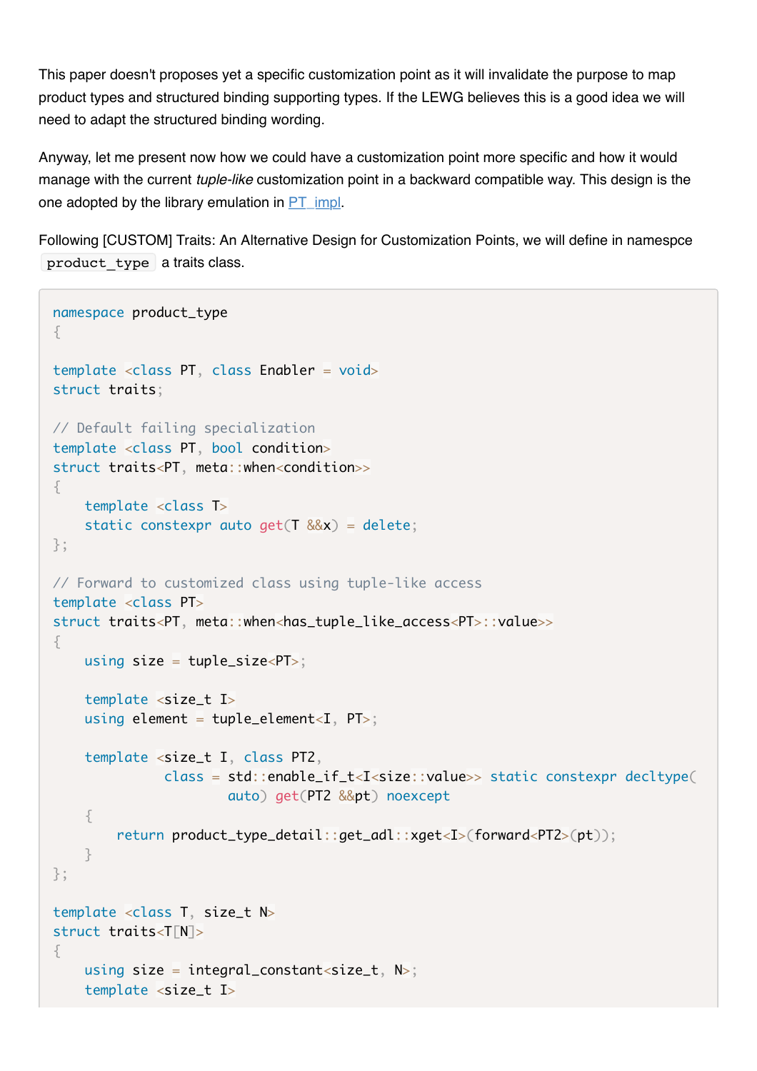This paper doesn't proposes yet a specific customization point as it will invalidate the purpose to map product types and structured binding supporting types. If the LEWG believes this is a good idea we will need to adapt the structured binding wording.

Anyway, let me present now how we could have a customization point more specific and how it would manage with the current *tuple-like* customization point in a backward compatible way. This design is the one adopted by the library emulation in [PT_impl](PT_impl).

Following [CUSTOM] Traits: An Alternative Design for Customization Points, we will define in namespce `product_type` a traits class.

```
namespace product_type
{

template <class PT, class Enabler = void>
struct traits;

// Default failing specialization
template <class PT, bool condition>
struct traits<PT, meta::when<condition>>
{
    template <class T>
    static constexpr auto get(T &&x) = delete;
};

// Forward to customized class using tuple-like access
template <class PT>
struct traits<PT, meta::when<has_tuple_like_access<PT>::value>>
{
    using size = tuple_size<PT>;

    template <size_t I>
    using element = tuple_element<I, PT>;

    template <size_t I, class PT2,
              class = std::enable_if_t<I<size::value>> static constexpr decltype(
                    auto) get(PT2 &&pt) noexcept
    {
        return product_type_detail::get_adl::xget<I>(forward<PT2>(pt));
    }
};

template <class T, size_t N>
struct traits<T[N]>
{
    using size = integral_constant<size_t, N>;
    template <size_t I>
```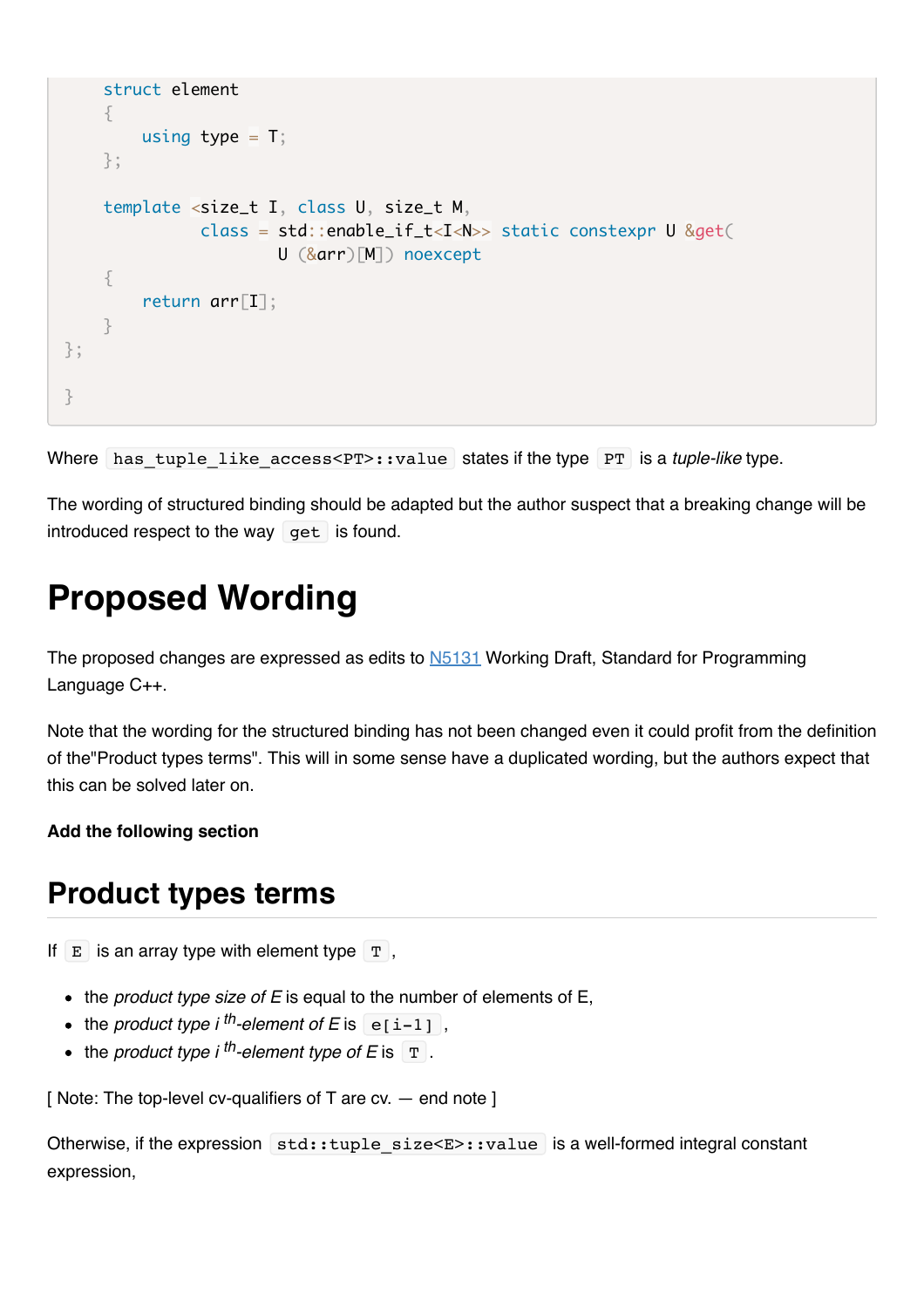```
    struct element
    {
        using type = T;
    };

    template <size_t I, class U, size_t M,
              class = std::enable_if_t<I<N>> static constexpr U &get(
                  U (&arr)[M]) noexcept
    {
        return arr[I];
    }
};

}
```

Where `has_tuple_like_access<PT>::value` states if the type `PT` is a *tuple-like* type.

The wording of structured binding should be adapted but the author suspect that a breaking change will be introduced respect to the way `get` is found.

# Proposed Wording

The proposed changes are expressed as edits to N5131 Working Draft, Standard for Programming Language C++.

Note that the wording for the structured binding has not been changed even it could profit from the definition of the"Product types terms". This will in some sense have a duplicated wording, but the authors expect that this can be solved later on.

**Add the following section**

## Product types terms

If `E` is an array type with element type `T`,

- the *product type size of E* is equal to the number of elements of E,
- the *product type i th-element of E* is `e[i-1]`,
- the *product type i th-element type of E* is `T`.

[ Note: The top-level cv-qualifiers of T are cv. — end note ]

Otherwise, if the expression `std::tuple_size<E>::value` is a well-formed integral constant expression,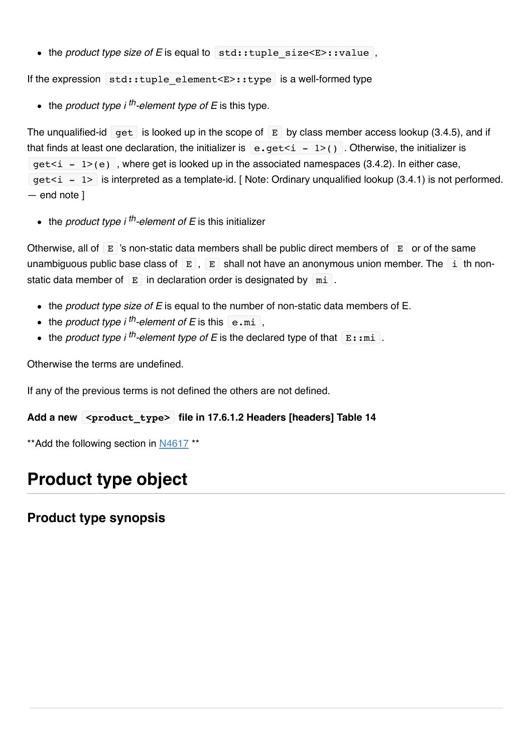- the *product type size of E* is equal to `std::tuple_size<E>::value`,

If the expression `std::tuple_element<E>::type` is a well-formed type

- the *product type i $^{th}$-element type of E* is this type.

The unqualified-id `get` is looked up in the scope of `E` by class member access lookup (3.4.5), and if that finds at least one declaration, the initializer is `e.get<i - 1>()`. Otherwise, the initializer is `get<i - 1>(e)`, where get is looked up in the associated namespaces (3.4.2). In either case, `get<i - 1>` is interpreted as a template-id. [ Note: Ordinary unqualified lookup (3.4.1) is not performed. — end note ]

- the *product type i $^{th}$-element of E* is this initializer

Otherwise, all of `E`'s non-static data members shall be public direct members of `E` or of the same unambiguous public base class of `E`, `E` shall not have an anonymous union member. The `i` th non-static data member of `E` in declaration order is designated by `mi`.

- the *product type size of E* is equal to the number of non-static data members of E.
- the *product type i $^{th}$-element of E* is this `e.mi`,
- the *product type i $^{th}$-element type of E* is the declared type of that `E::mi`.

Otherwise the terms are undefined.

If any of the previous terms is not defined the others are not defined.

**Add a new `<product_type>` file in 17.6.1.2 Headers [headers] Table 14**

**Add the following section in N4617 **

# Product type object

## Product type synopsis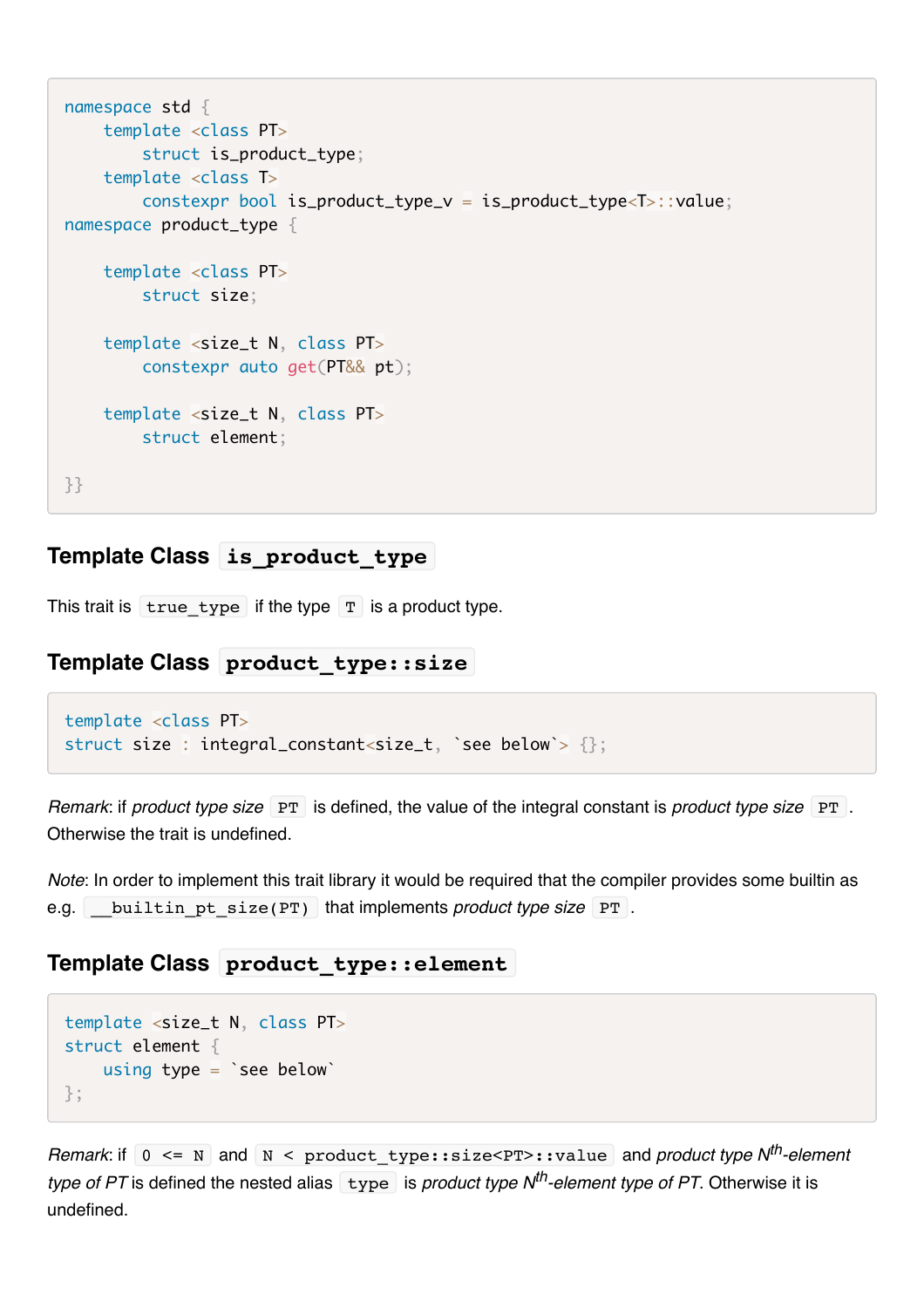```
namespace std {
    template <class PT>
        struct is_product_type;
    template <class T>
        constexpr bool is_product_type_v = is_product_type<T>::value;
namespace product_type {

    template <class PT>
        struct size;

    template <size_t N, class PT>
        constexpr auto get(PT&& pt);

    template <size_t N, class PT>
        struct element;

}}
```

## Template Class `is_product_type`

This trait is `true_type` if the type `T` is a product type.

## Template Class `product_type::size`

```
template <class PT>
struct size : integral_constant<size_t, `see below`> {};
```

*Remark*: if *product type size* `PT` is defined, the value of the integral constant is *product type size* `PT`. Otherwise the trait is undefined.

*Note*: In order to implement this trait library it would be required that the compiler provides some builtin as e.g. `__builtin_pt_size(PT)` that implements *product type size* `PT`.

## Template Class `product_type::element`

```
template <size_t N, class PT>
struct element {
    using type = `see below`
};
```

*Remark*: if `0 <= N` and `N < product_type::size<PT>::value` and *product type $N^{th}$-element type of PT* is defined the nested alias `type` is *product type $N^{th}$-element type of PT*. Otherwise it is undefined.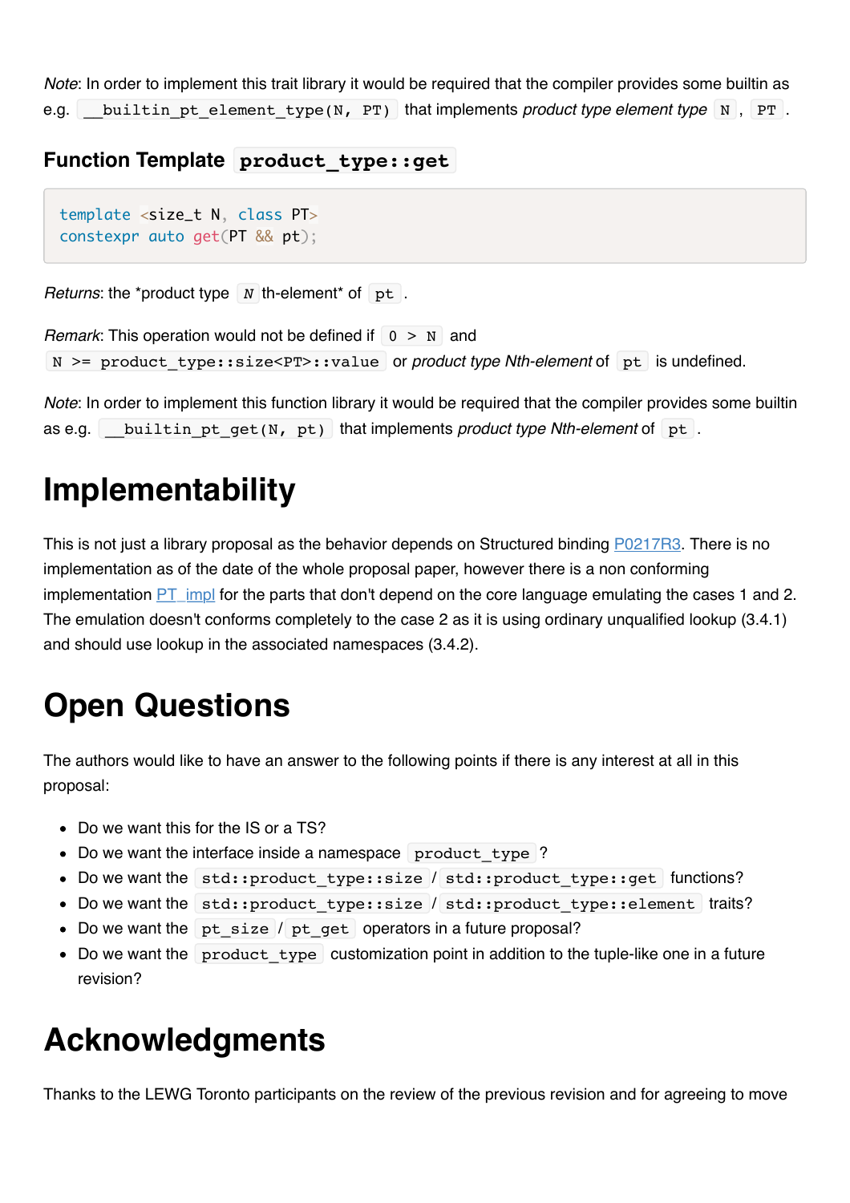*Note*: In order to implement this trait library it would be required that the compiler provides some builtin as e.g. `__builtin_pt_element_type(N, PT)` that implements *product type element type* `N`, `PT`.

### Function Template `product_type::get`

```
template <size_t N, class PT>
constexpr auto get(PT && pt);
```

*Returns*: the *product type `N` th-element* of `pt`.

*Remark*: This operation would not be defined if `0 > N` and `N >= product_type::size<PT>::value` or *product type Nth-element* of `pt` is undefined.

*Note*: In order to implement this function library it would be required that the compiler provides some builtin as e.g. `__builtin_pt_get(N, pt)` that implements *product type Nth-element* of `pt`.

# Implementability

This is not just a library proposal as the behavior depends on Structured binding [P0217R3](P0217R3). There is no implementation as of the date of the whole proposal paper, however there is a non conforming implementation [PT_impl](PT_impl) for the parts that don't depend on the core language emulating the cases 1 and 2. The emulation doesn't conforms completely to the case 2 as it is using ordinary unqualified lookup (3.4.1) and should use lookup in the associated namespaces (3.4.2).

# Open Questions

The authors would like to have an answer to the following points if there is any interest at all in this proposal:

- Do we want this for the IS or a TS?
- Do we want the interface inside a namespace `product_type`?
- Do we want the `std::product_type::size` / `std::product_type::get` functions?
- Do we want the `std::product_type::size` / `std::product_type::element` traits?
- Do we want the `pt_size` / `pt_get` operators in a future proposal?
- Do we want the `product_type` customization point in addition to the tuple-like one in a future revision?

# Acknowledgments

Thanks to the LEWG Toronto participants on the review of the previous revision and for agreeing to move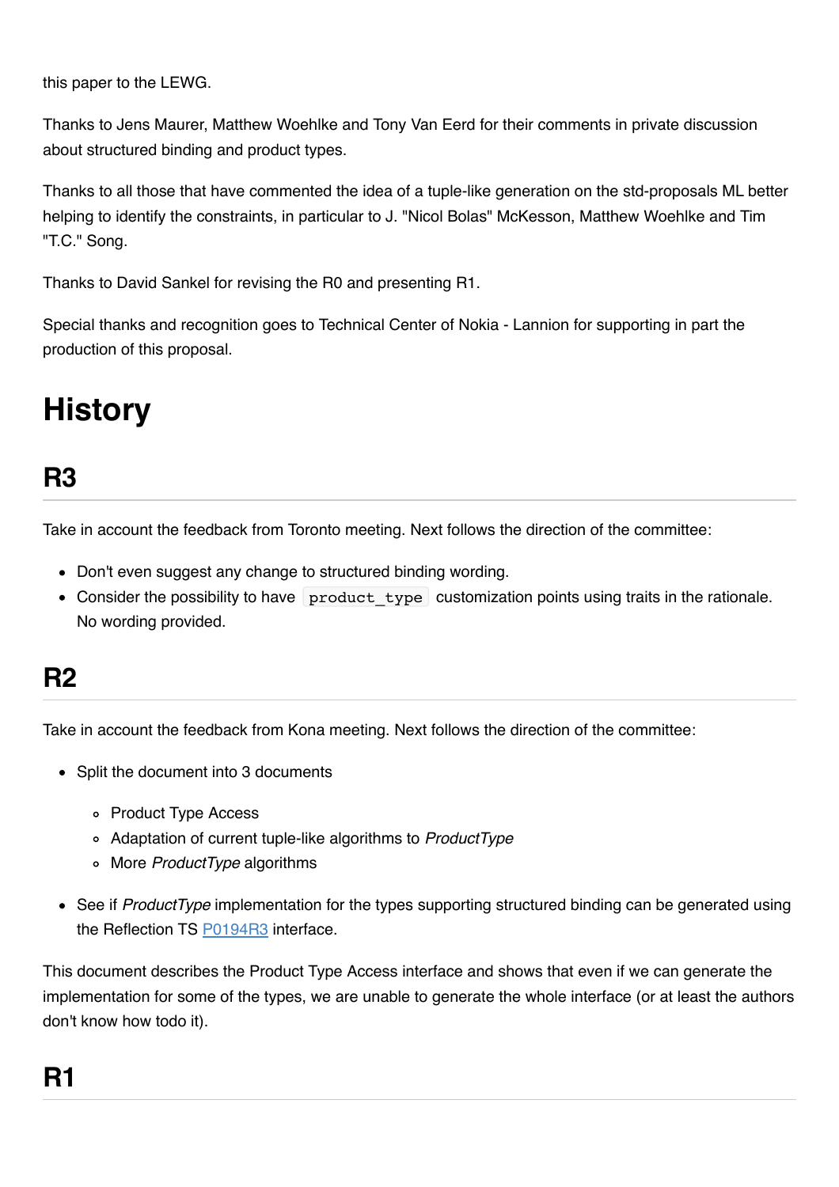this paper to the LEWG.

Thanks to Jens Maurer, Matthew Woehlke and Tony Van Eerd for their comments in private discussion about structured binding and product types.

Thanks to all those that have commented the idea of a tuple-like generation on the std-proposals ML better helping to identify the constraints, in particular to J. "Nicol Bolas" McKesson, Matthew Woehlke and Tim "T.C." Song.

Thanks to David Sankel for revising the R0 and presenting R1.

Special thanks and recognition goes to Technical Center of Nokia - Lannion for supporting in part the production of this proposal.

# History

## R3

Take in account the feedback from Toronto meeting. Next follows the direction of the committee:

- Don't even suggest any change to structured binding wording.
- Consider the possibility to have `product_type` customization points using traits in the rationale. No wording provided.

## R2

Take in account the feedback from Kona meeting. Next follows the direction of the committee:

- Split the document into 3 documents
    - Product Type Access
    - Adaptation of current tuple-like algorithms to *ProductType*
    - More *ProductType* algorithms
- See if *ProductType* implementation for the types supporting structured binding can be generated using the Reflection TS P0194R3 interface.

This document describes the Product Type Access interface and shows that even if we can generate the implementation for some of the types, we are unable to generate the whole interface (or at least the authors don't know how todo it).

## R1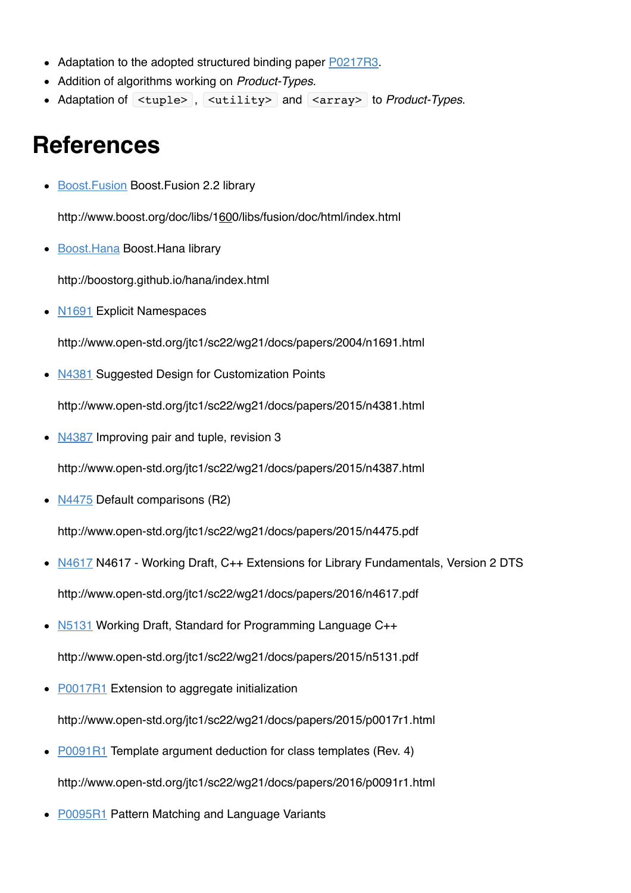- Adaptation to the adopted structured binding paper P0217R3.
- Addition of algorithms working on *Product-Types*.
- Adaptation of `<tuple>`, `<utility>` and `<array>` to *Product-Types*.

# References

- Boost.Fusion Boost.Fusion 2.2 library

  http://www.boost.org/doc/libs/1600/libs/fusion/doc/html/index.html

- Boost.Hana Boost.Hana library

  http://boostorg.github.io/hana/index.html

- N1691 Explicit Namespaces

  http://www.open-std.org/jtc1/sc22/wg21/docs/papers/2004/n1691.html

- N4381 Suggested Design for Customization Points

  http://www.open-std.org/jtc1/sc22/wg21/docs/papers/2015/n4381.html

- N4387 Improving pair and tuple, revision 3

  http://www.open-std.org/jtc1/sc22/wg21/docs/papers/2015/n4387.html

- N4475 Default comparisons (R2)

  http://www.open-std.org/jtc1/sc22/wg21/docs/papers/2015/n4475.pdf

- N4617 N4617 - Working Draft, C++ Extensions for Library Fundamentals, Version 2 DTS

  http://www.open-std.org/jtc1/sc22/wg21/docs/papers/2016/n4617.pdf

- N5131 Working Draft, Standard for Programming Language C++

  http://www.open-std.org/jtc1/sc22/wg21/docs/papers/2015/n5131.pdf

- P0017R1 Extension to aggregate initialization

  http://www.open-std.org/jtc1/sc22/wg21/docs/papers/2015/p0017r1.html

- P0091R1 Template argument deduction for class templates (Rev. 4)

  http://www.open-std.org/jtc1/sc22/wg21/docs/papers/2016/p0091r1.html

- P0095R1 Pattern Matching and Language Variants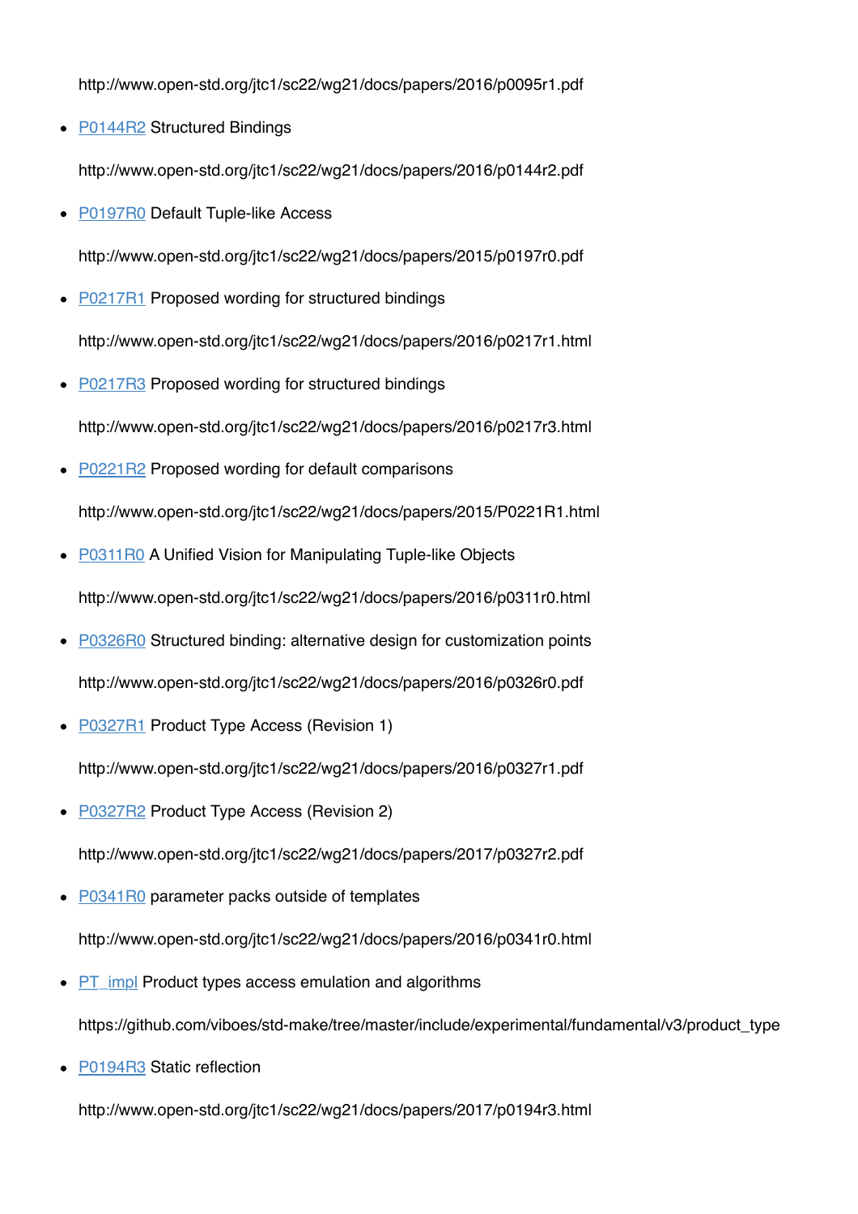http://www.open-std.org/jtc1/sc22/wg21/docs/papers/2016/p0095r1.pdf

- [P0144R2](http://www.open-std.org/jtc1/sc22/wg21/docs/papers/2016/p0144r2.pdf) Structured Bindings

  http://www.open-std.org/jtc1/sc22/wg21/docs/papers/2016/p0144r2.pdf

- [P0197R0](http://www.open-std.org/jtc1/sc22/wg21/docs/papers/2015/p0197r0.pdf) Default Tuple-like Access

  http://www.open-std.org/jtc1/sc22/wg21/docs/papers/2015/p0197r0.pdf

- [P0217R1](http://www.open-std.org/jtc1/sc22/wg21/docs/papers/2016/p0217r1.html) Proposed wording for structured bindings

  http://www.open-std.org/jtc1/sc22/wg21/docs/papers/2016/p0217r1.html

- [P0217R3](http://www.open-std.org/jtc1/sc22/wg21/docs/papers/2016/p0217r3.html) Proposed wording for structured bindings

  http://www.open-std.org/jtc1/sc22/wg21/docs/papers/2016/p0217r3.html

- [P0221R2](http://www.open-std.org/jtc1/sc22/wg21/docs/papers/2015/P0221R1.html) Proposed wording for default comparisons

  http://www.open-std.org/jtc1/sc22/wg21/docs/papers/2015/P0221R1.html

- [P0311R0](http://www.open-std.org/jtc1/sc22/wg21/docs/papers/2016/p0311r0.html) A Unified Vision for Manipulating Tuple-like Objects

  http://www.open-std.org/jtc1/sc22/wg21/docs/papers/2016/p0311r0.html

- [P0326R0](http://www.open-std.org/jtc1/sc22/wg21/docs/papers/2016/p0326r0.pdf) Structured binding: alternative design for customization points

  http://www.open-std.org/jtc1/sc22/wg21/docs/papers/2016/p0326r0.pdf

- [P0327R1](http://www.open-std.org/jtc1/sc22/wg21/docs/papers/2016/p0327r1.pdf) Product Type Access (Revision 1)

  http://www.open-std.org/jtc1/sc22/wg21/docs/papers/2016/p0327r1.pdf

- [P0327R2](http://www.open-std.org/jtc1/sc22/wg21/docs/papers/2017/p0327r2.pdf) Product Type Access (Revision 2)

  http://www.open-std.org/jtc1/sc22/wg21/docs/papers/2017/p0327r2.pdf

- [P0341R0](http://www.open-std.org/jtc1/sc22/wg21/docs/papers/2016/p0341r0.html) parameter packs outside of templates

  http://www.open-std.org/jtc1/sc22/wg21/docs/papers/2016/p0341r0.html

- [PT_impl](https://github.com/viboes/std-make/tree/master/include/experimental/fundamental/v3/product_type) Product types access emulation and algorithms

  https://github.com/viboes/std-make/tree/master/include/experimental/fundamental/v3/product_type

- [P0194R3](http://www.open-std.org/jtc1/sc22/wg21/docs/papers/2017/p0194r3.html) Static reflection

  http://www.open-std.org/jtc1/sc22/wg21/docs/papers/2017/p0194r3.html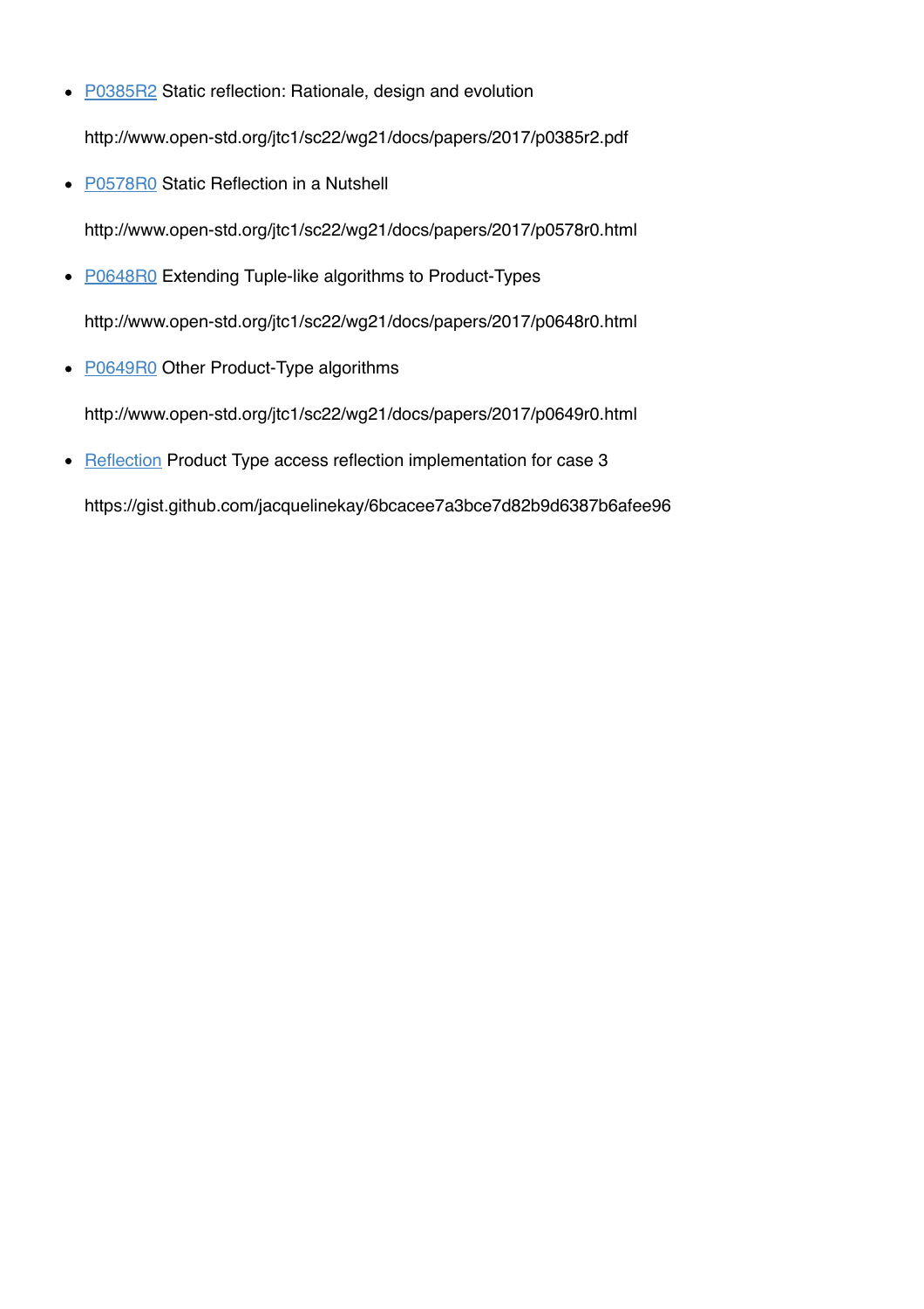- [P0385R2](http://www.open-std.org/jtc1/sc22/wg21/docs/papers/2017/p0385r2.pdf) Static reflection: Rationale, design and evolution

  http://www.open-std.org/jtc1/sc22/wg21/docs/papers/2017/p0385r2.pdf

- [P0578R0](http://www.open-std.org/jtc1/sc22/wg21/docs/papers/2017/p0578r0.html) Static Reflection in a Nutshell

  http://www.open-std.org/jtc1/sc22/wg21/docs/papers/2017/p0578r0.html

- [P0648R0](http://www.open-std.org/jtc1/sc22/wg21/docs/papers/2017/p0648r0.html) Extending Tuple-like algorithms to Product-Types

  http://www.open-std.org/jtc1/sc22/wg21/docs/papers/2017/p0648r0.html

- [P0649R0](http://www.open-std.org/jtc1/sc22/wg21/docs/papers/2017/p0649r0.html) Other Product-Type algorithms

  http://www.open-std.org/jtc1/sc22/wg21/docs/papers/2017/p0649r0.html

- [Reflection](https://gist.github.com/jacquelinekay/6bcacee7a3bce7d82b9d6387b6afee96) Product Type access reflection implementation for case 3

  https://gist.github.com/jacquelinekay/6bcacee7a3bce7d82b9d6387b6afee96